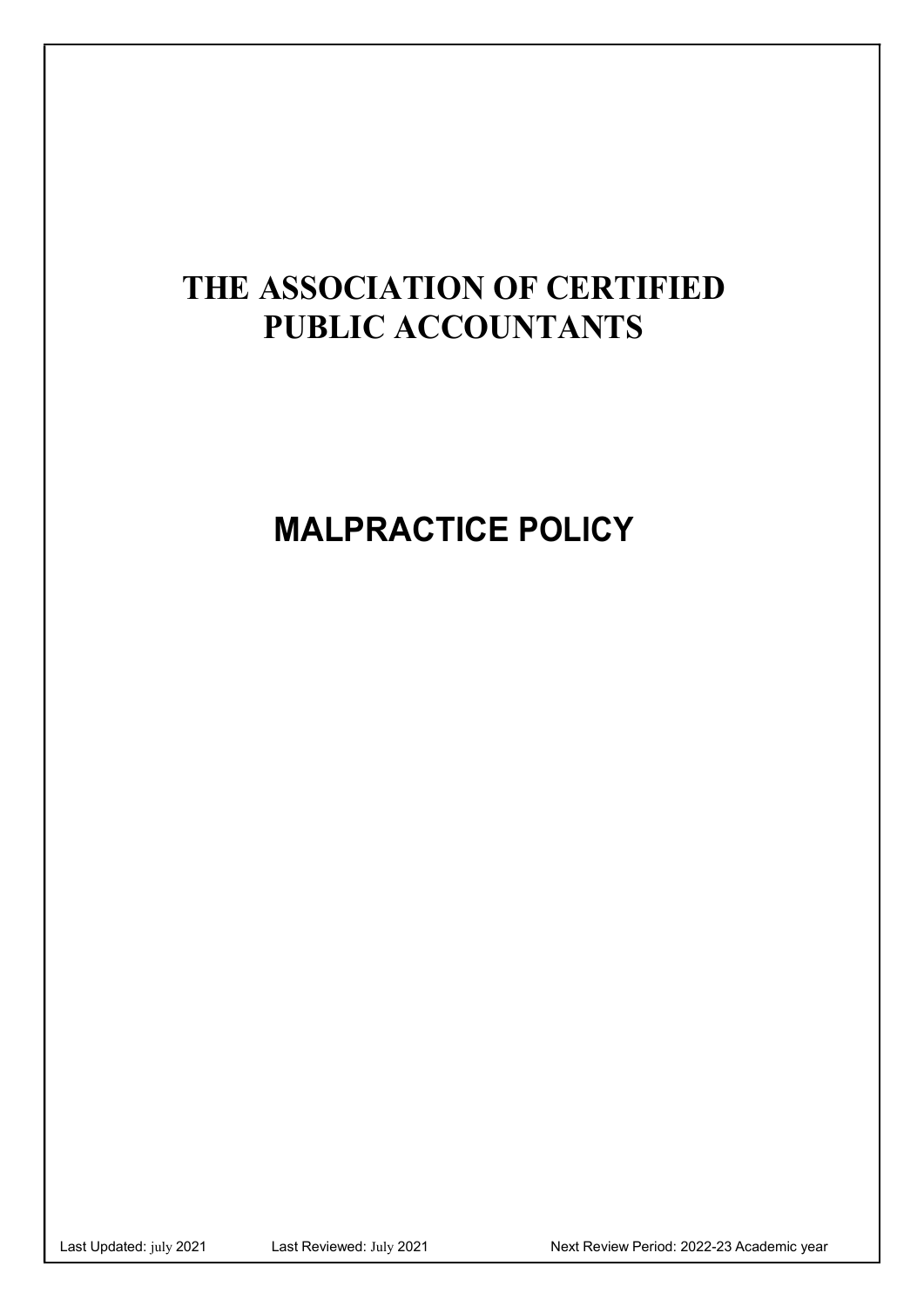# THE ASSOCIATION OF CERTIFIED PUBLIC ACCOUNTANTS

# MALPRACTICE POLICY

Last Updated: july 2021 Last Reviewed: July 2021 Next Review Period: 2022-23 Academic year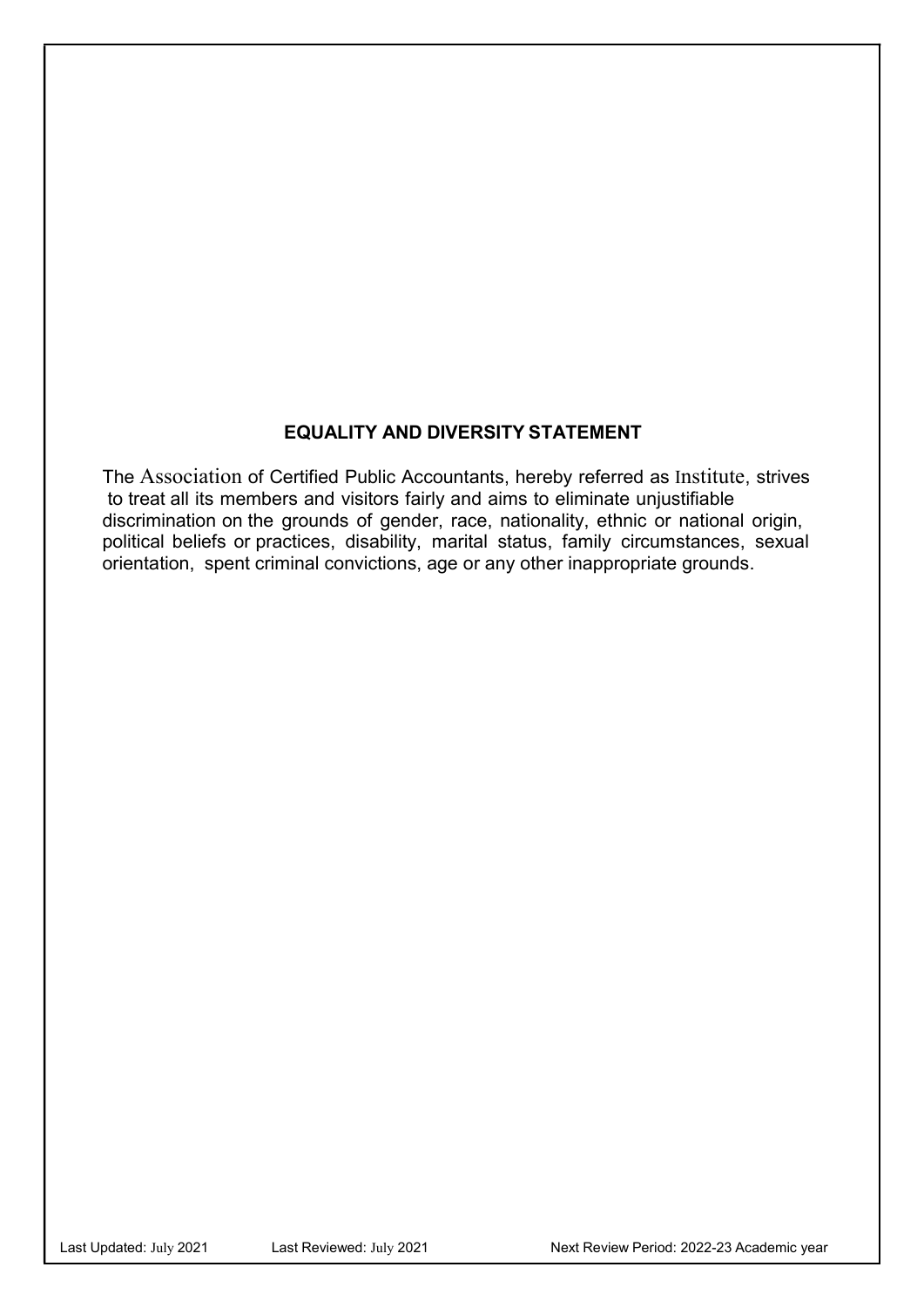## EQUALITY AND DIVERSITY STATEMENT

The Association of Certified Public Accountants, hereby referred as Institute, strives to treat all its members and visitors fairly and aims to eliminate unjustifiable discrimination on the grounds of gender, race, nationality, ethnic or national origin, political beliefs or practices, disability, marital status, family circumstances, sexual orientation, spent criminal convictions, age or any other inappropriate grounds.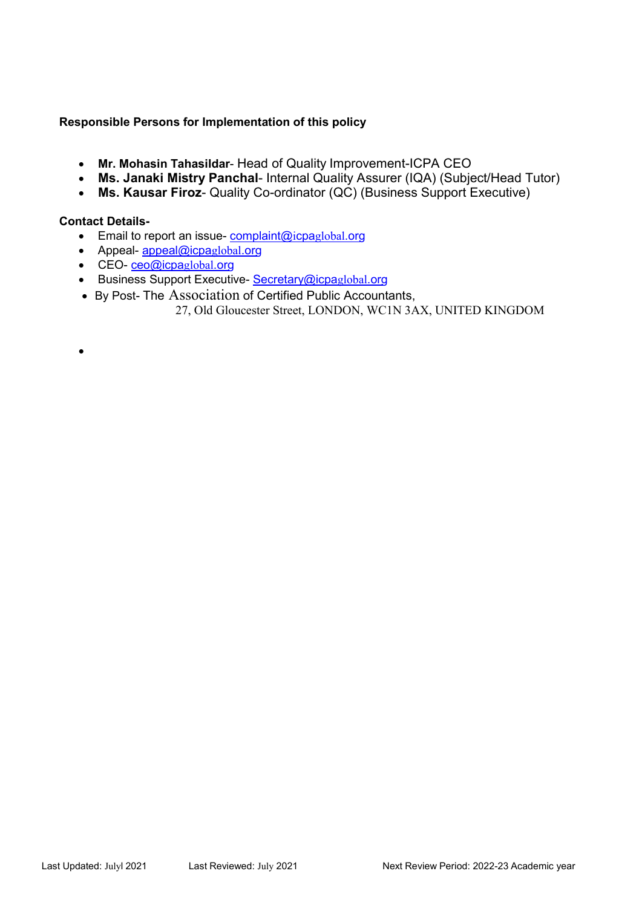**Responsible Persons for Implementation of this policy**

- **Mr. Mohasin Tahasildar**- Head of Quality Improvement-ICPA CEO
- **Ms. Janaki Mistry Panchal**- Internal Quality Assurer (IQA) (Subject/Head Tutor)
- **Ms. Kausar Firoz**- Quality Co-ordinator (QC) (Business Support Executive)

**Contact Details-**

- Email to report an issue- complaint@icpaglobal.org
- Appeal- appeal@icpaglobal.org
- CEO- ceo@icpaglobal.org
- Business Support Executive- Secretary@icpaglobal.org
- By Post- The Association of Certified Public Accountants,
  27, Old Gloucester Street, LONDON, WC1N 3AX, UNITED KINGDOM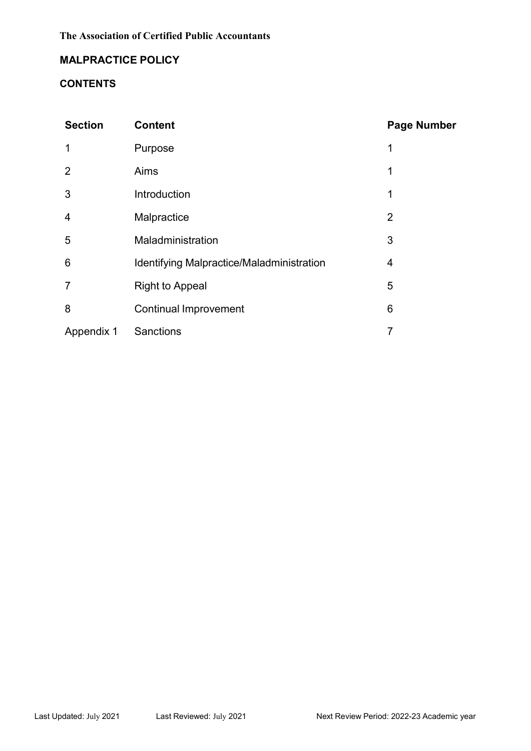**The Association of Certified Public Accountants**

# MALPRACTICE POLICY

## CONTENTS

| Section | Content | Page Number |
|---|---|---|
| 1 | Purpose | 1 |
| 2 | Aims | 1 |
| 3 | Introduction | 1 |
| 4 | Malpractice | 2 |
| 5 | Maladministration | 3 |
| 6 | Identifying Malpractice/Maladministration | 4 |
| 7 | Right to Appeal | 5 |
| 8 | Continual Improvement | 6 |
| Appendix 1 | Sanctions | 7 |

Last Updated: July 2021 Last Reviewed: July 2021 Next Review Period: 2022-23 Academic year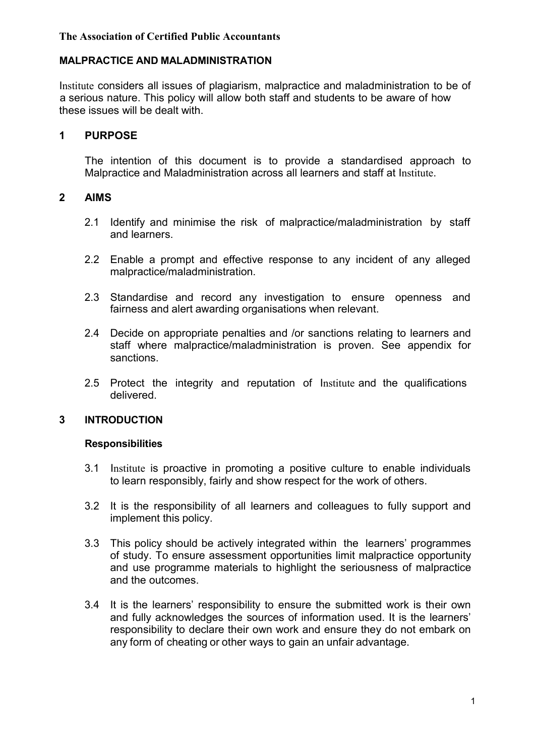**The Association of Certified Public Accountants**

## MALPRACTICE AND MALADMINISTRATION

Institute considers all issues of plagiarism, malpractice and maladministration to be of a serious nature. This policy will allow both staff and students to be aware of how these issues will be dealt with.

## 1 PURPOSE

The intention of this document is to provide a standardised approach to Malpractice and Maladministration across all learners and staff at Institute.

## 2 AIMS

2.1 Identify and minimise the risk of malpractice/maladministration by staff and learners.

2.2 Enable a prompt and effective response to any incident of any alleged malpractice/maladministration.

2.3 Standardise and record any investigation to ensure openness and fairness and alert awarding organisations when relevant.

2.4 Decide on appropriate penalties and /or sanctions relating to learners and staff where malpractice/maladministration is proven. See appendix for sanctions.

2.5 Protect the integrity and reputation of Institute and the qualifications delivered.

## 3 INTRODUCTION

### Responsibilities

3.1 Institute is proactive in promoting a positive culture to enable individuals to learn responsibly, fairly and show respect for the work of others.

3.2 It is the responsibility of all learners and colleagues to fully support and implement this policy.

3.3 This policy should be actively integrated within the learners' programmes of study. To ensure assessment opportunities limit malpractice opportunity and use programme materials to highlight the seriousness of malpractice and the outcomes.

3.4 It is the learners' responsibility to ensure the submitted work is their own and fully acknowledges the sources of information used. It is the learners' responsibility to declare their own work and ensure they do not embark on any form of cheating or other ways to gain an unfair advantage.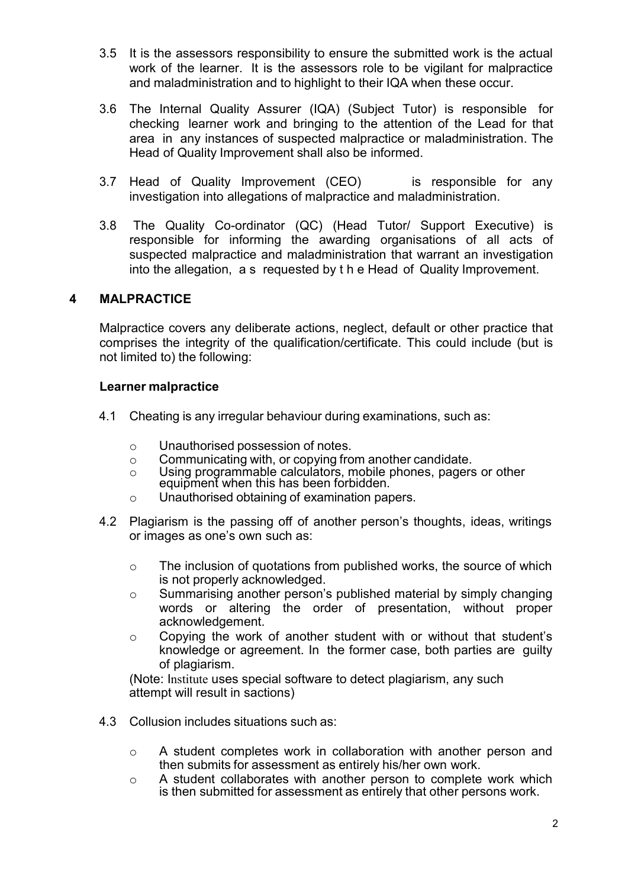3.5 It is the assessors responsibility to ensure the submitted work is the actual work of the learner. It is the assessors role to be vigilant for malpractice and maladministration and to highlight to their IQA when these occur.

3.6 The Internal Quality Assurer (IQA) (Subject Tutor) is responsible for checking learner work and bringing to the attention of the Lead for that area in any instances of suspected malpractice or maladministration. The Head of Quality Improvement shall also be informed.

3.7 Head of Quality Improvement (CEO) is responsible for any investigation into allegations of malpractice and maladministration.

3.8 The Quality Co-ordinator (QC) (Head Tutor/ Support Executive) is responsible for informing the awarding organisations of all acts of suspected malpractice and maladministration that warrant an investigation into the allegation, as requested by the Head of Quality Improvement.

## 4 MALPRACTICE

Malpractice covers any deliberate actions, neglect, default or other practice that comprises the integrity of the qualification/certificate. This could include (but is not limited to) the following:

**Learner malpractice**

4.1 Cheating is any irregular behaviour during examinations, such as:

- Unauthorised possession of notes.
- Communicating with, or copying from another candidate.
- Using programmable calculators, mobile phones, pagers or other equipment when this has been forbidden.
- Unauthorised obtaining of examination papers.

4.2 Plagiarism is the passing off of another person's thoughts, ideas, writings or images as one's own such as:

- The inclusion of quotations from published works, the source of which is not properly acknowledged.
- Summarising another person's published material by simply changing words or altering the order of presentation, without proper acknowledgement.
- Copying the work of another student with or without that student's knowledge or agreement. In the former case, both parties are guilty of plagiarism.

(Note: Institute uses special software to detect plagiarism, any such attempt will result in sactions)

4.3 Collusion includes situations such as:

- A student completes work in collaboration with another person and then submits for assessment as entirely his/her own work.
- A student collaborates with another person to complete work which is then submitted for assessment as entirely that other persons work.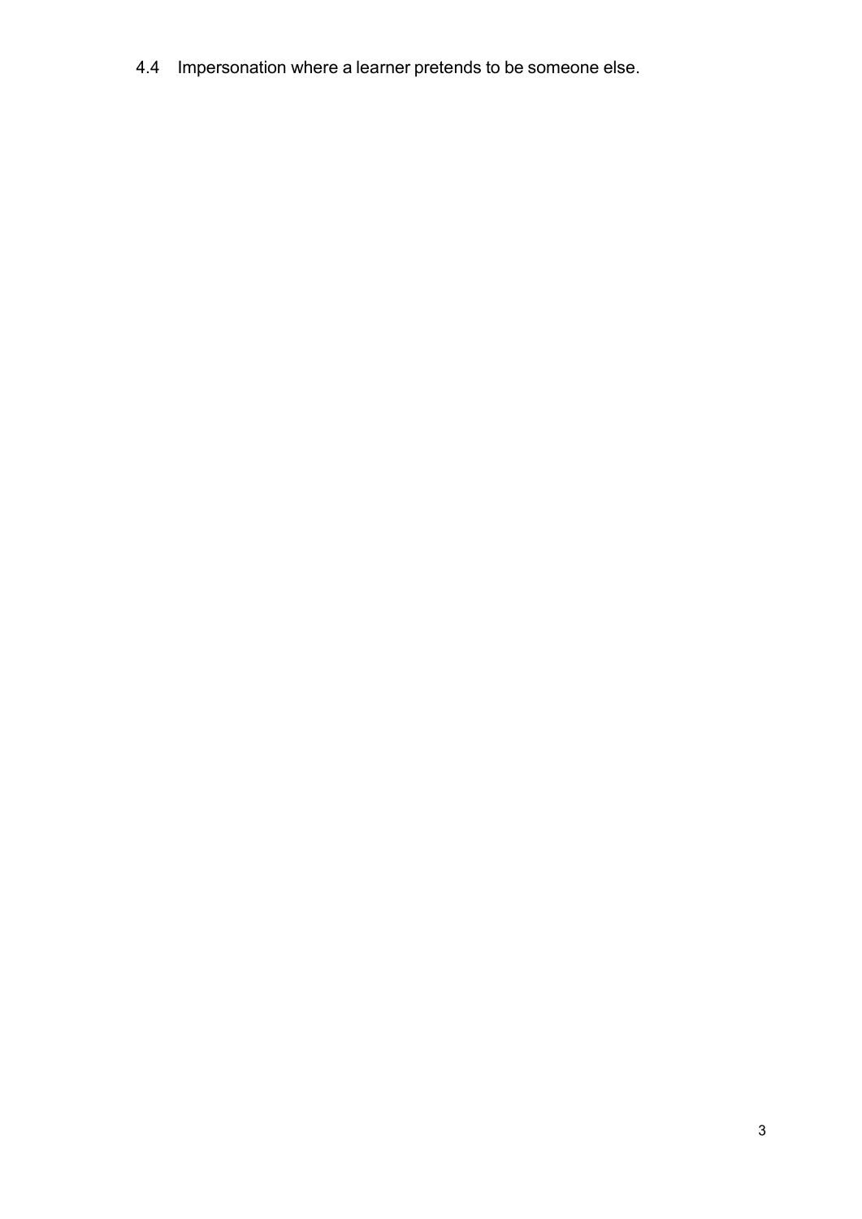4.4 Impersonation where a learner pretends to be someone else.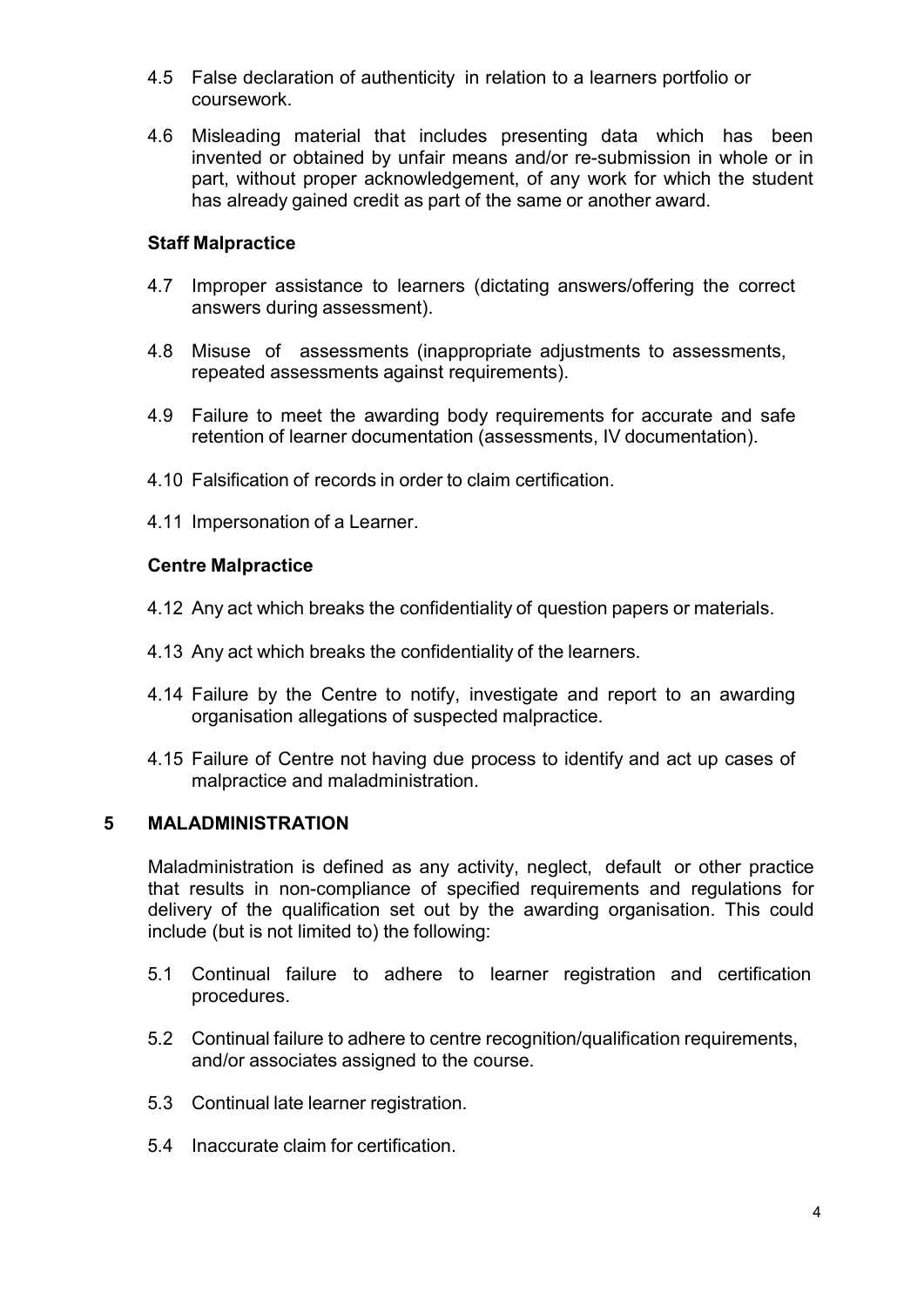4.5 False declaration of authenticity in relation to a learners portfolio or coursework.

4.6 Misleading material that includes presenting data which has been invented or obtained by unfair means and/or re-submission in whole or in part, without proper acknowledgement, of any work for which the student has already gained credit as part of the same or another award.

**Staff Malpractice**

4.7 Improper assistance to learners (dictating answers/offering the correct answers during assessment).

4.8 Misuse of assessments (inappropriate adjustments to assessments, repeated assessments against requirements).

4.9 Failure to meet the awarding body requirements for accurate and safe retention of learner documentation (assessments, IV documentation).

4.10 Falsification of records in order to claim certification.

4.11 Impersonation of a Learner.

**Centre Malpractice**

4.12 Any act which breaks the confidentiality of question papers or materials.

4.13 Any act which breaks the confidentiality of the learners.

4.14 Failure by the Centre to notify, investigate and report to an awarding organisation allegations of suspected malpractice.

4.15 Failure of Centre not having due process to identify and act up cases of malpractice and maladministration.

## 5 MALADMINISTRATION

Maladministration is defined as any activity, neglect, default or other practice that results in non-compliance of specified requirements and regulations for delivery of the qualification set out by the awarding organisation. This could include (but is not limited to) the following:

5.1 Continual failure to adhere to learner registration and certification procedures.

5.2 Continual failure to adhere to centre recognition/qualification requirements, and/or associates assigned to the course.

5.3 Continual late learner registration.

5.4 Inaccurate claim for certification.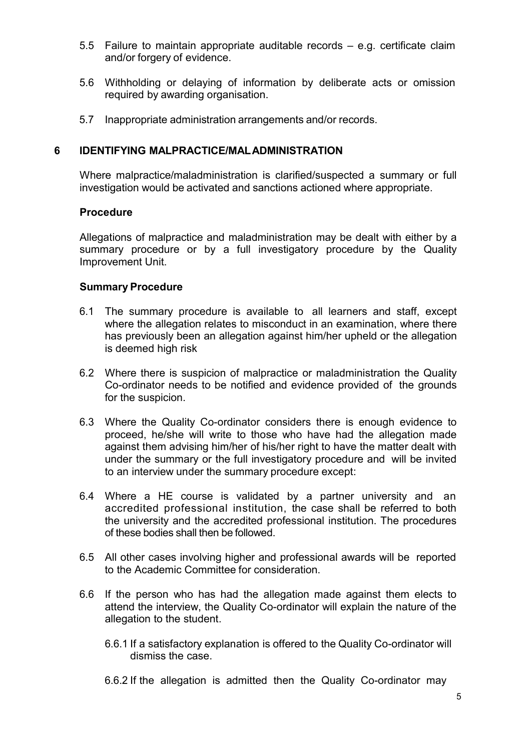5.5 Failure to maintain appropriate auditable records – e.g. certificate claim and/or forgery of evidence.

5.6 Withholding or delaying of information by deliberate acts or omission required by awarding organisation.

5.7 Inappropriate administration arrangements and/or records.

## 6 IDENTIFYING MALPRACTICE/MALADMINISTRATION

Where malpractice/maladministration is clarified/suspected a summary or full investigation would be activated and sanctions actioned where appropriate.

### Procedure

Allegations of malpractice and maladministration may be dealt with either by a summary procedure or by a full investigatory procedure by the Quality Improvement Unit.

### Summary Procedure

6.1 The summary procedure is available to all learners and staff, except where the allegation relates to misconduct in an examination, where there has previously been an allegation against him/her upheld or the allegation is deemed high risk

6.2 Where there is suspicion of malpractice or maladministration the Quality Co-ordinator needs to be notified and evidence provided of the grounds for the suspicion.

6.3 Where the Quality Co-ordinator considers there is enough evidence to proceed, he/she will write to those who have had the allegation made against them advising him/her of his/her right to have the matter dealt with under the summary or the full investigatory procedure and will be invited to an interview under the summary procedure except:

6.4 Where a HE course is validated by a partner university and an accredited professional institution, the case shall be referred to both the university and the accredited professional institution. The procedures of these bodies shall then be followed.

6.5 All other cases involving higher and professional awards will be reported to the Academic Committee for consideration.

6.6 If the person who has had the allegation made against them elects to attend the interview, the Quality Co-ordinator will explain the nature of the allegation to the student.

6.6.1 If a satisfactory explanation is offered to the Quality Co-ordinator will dismiss the case.

6.6.2 If the allegation is admitted then the Quality Co-ordinator may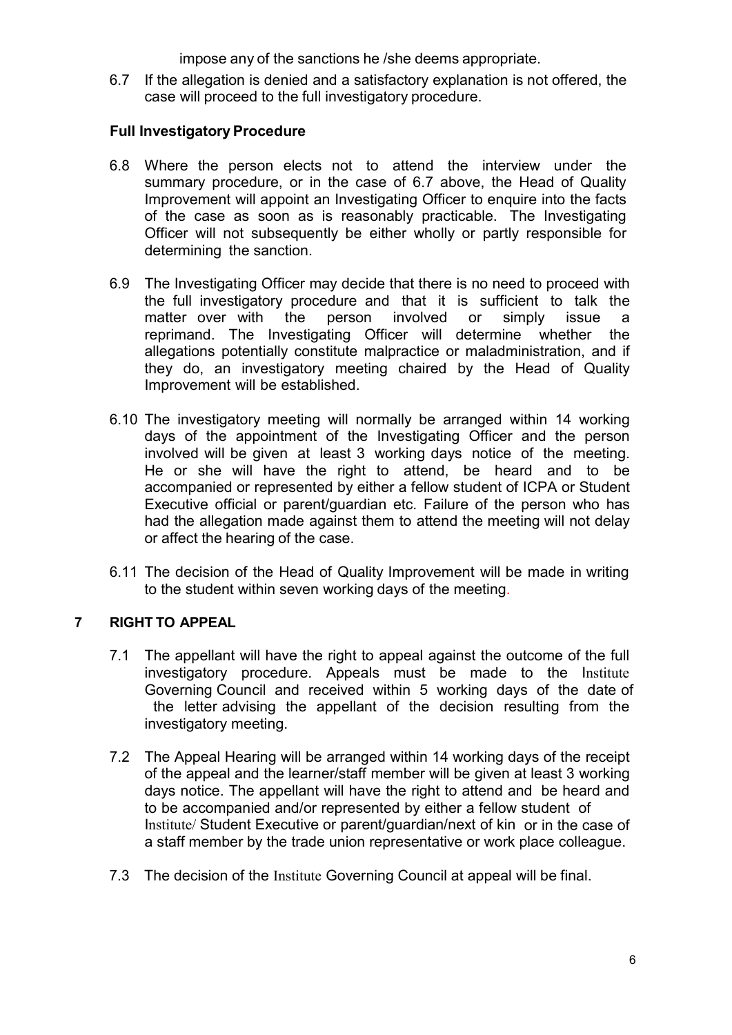impose any of the sanctions he /she deems appropriate.

6.7 If the allegation is denied and a satisfactory explanation is not offered, the case will proceed to the full investigatory procedure.

**Full Investigatory Procedure**

6.8 Where the person elects not to attend the interview under the summary procedure, or in the case of 6.7 above, the Head of Quality Improvement will appoint an Investigating Officer to enquire into the facts of the case as soon as is reasonably practicable. The Investigating Officer will not subsequently be either wholly or partly responsible for determining the sanction.

6.9 The Investigating Officer may decide that there is no need to proceed with the full investigatory procedure and that it is sufficient to talk the matter over with the person involved or simply issue a reprimand. The Investigating Officer will determine whether the allegations potentially constitute malpractice or maladministration, and if they do, an investigatory meeting chaired by the Head of Quality Improvement will be established.

6.10 The investigatory meeting will normally be arranged within 14 working days of the appointment of the Investigating Officer and the person involved will be given at least 3 working days notice of the meeting. He or she will have the right to attend, be heard and to be accompanied or represented by either a fellow student of ICPA or Student Executive official or parent/guardian etc. Failure of the person who has had the allegation made against them to attend the meeting will not delay or affect the hearing of the case.

6.11 The decision of the Head of Quality Improvement will be made in writing to the student within seven working days of the meeting.

## 7 RIGHT TO APPEAL

7.1 The appellant will have the right to appeal against the outcome of the full investigatory procedure. Appeals must be made to the Institute Governing Council and received within 5 working days of the date of the letter advising the appellant of the decision resulting from the investigatory meeting.

7.2 The Appeal Hearing will be arranged within 14 working days of the receipt of the appeal and the learner/staff member will be given at least 3 working days notice. The appellant will have the right to attend and be heard and to be accompanied and/or represented by either a fellow student of Institute/ Student Executive or parent/guardian/next of kin or in the case of a staff member by the trade union representative or work place colleague.

7.3 The decision of the Institute Governing Council at appeal will be final.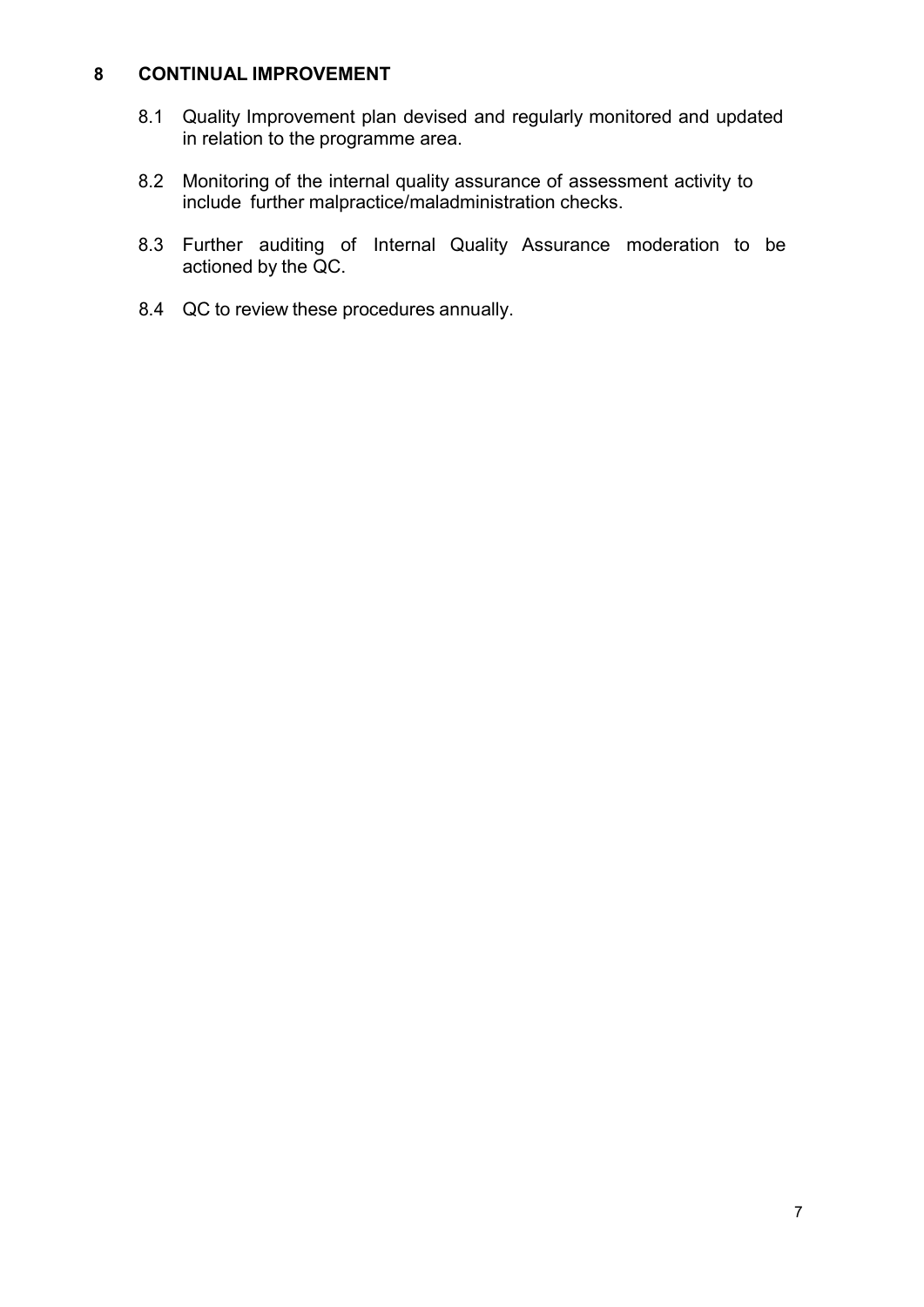## 8 CONTINUAL IMPROVEMENT

8.1 Quality Improvement plan devised and regularly monitored and updated in relation to the programme area.

8.2 Monitoring of the internal quality assurance of assessment activity to include further malpractice/maladministration checks.

8.3 Further auditing of Internal Quality Assurance moderation to be actioned by the QC.

8.4 QC to review these procedures annually.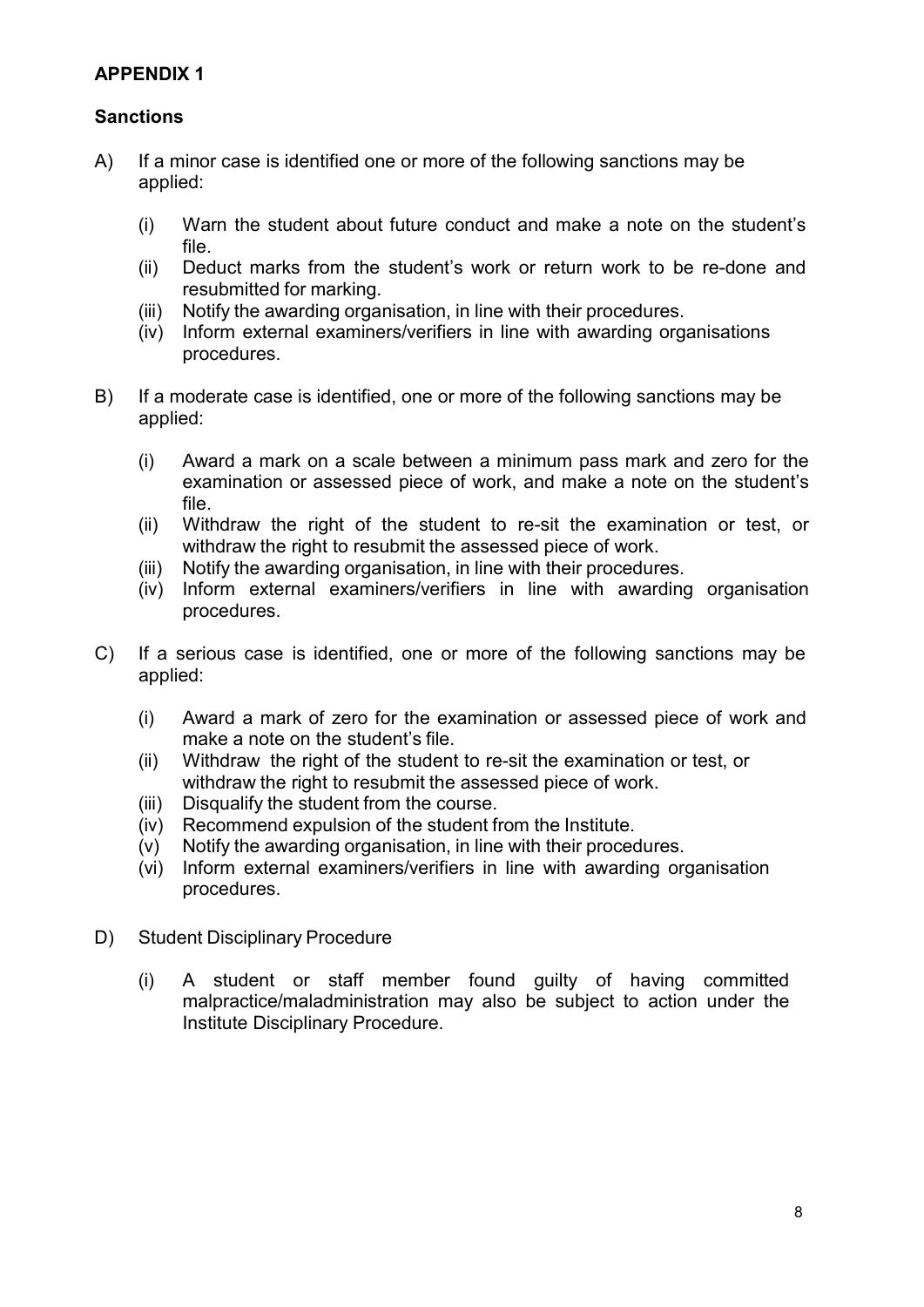## APPENDIX 1

### Sanctions

A) If a minor case is identified one or more of the following sanctions may be applied:

   (i) Warn the student about future conduct and make a note on the student's file.
   (ii) Deduct marks from the student's work or return work to be re-done and resubmitted for marking.
   (iii) Notify the awarding organisation, in line with their procedures.
   (iv) Inform external examiners/verifiers in line with awarding organisations procedures.

B) If a moderate case is identified, one or more of the following sanctions may be applied:

   (i) Award a mark on a scale between a minimum pass mark and zero for the examination or assessed piece of work, and make a note on the student's file.
   (ii) Withdraw the right of the student to re-sit the examination or test, or withdraw the right to resubmit the assessed piece of work.
   (iii) Notify the awarding organisation, in line with their procedures.
   (iv) Inform external examiners/verifiers in line with awarding organisation procedures.

C) If a serious case is identified, one or more of the following sanctions may be applied:

   (i) Award a mark of zero for the examination or assessed piece of work and make a note on the student's file.
   (ii) Withdraw the right of the student to re-sit the examination or test, or withdraw the right to resubmit the assessed piece of work.
   (iii) Disqualify the student from the course.
   (iv) Recommend expulsion of the student from the Institute.
   (v) Notify the awarding organisation, in line with their procedures.
   (vi) Inform external examiners/verifiers in line with awarding organisation procedures.

D) Student Disciplinary Procedure

   (i) A student or staff member found guilty of having committed malpractice/maladministration may also be subject to action under the Institute Disciplinary Procedure.